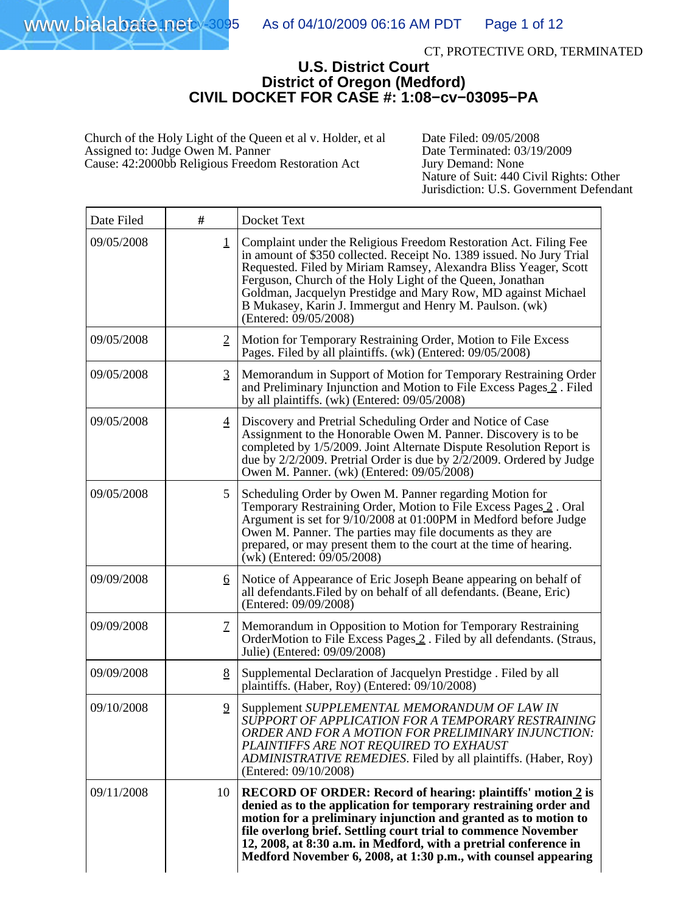CT, PROTECTIVE ORD, TERMINATED

# U.S. District Court
# District of Oregon (Medford)
# CIVIL DOCKET FOR CASE #: 1:08−cv−03095−PA

Church of the Holy Light of the Queen et al v. Holder, et al
Assigned to: Judge Owen M. Panner
Cause: 42:2000bb Religious Freedom Restoration Act

Date Filed: 09/05/2008
Date Terminated: 03/19/2009
Jury Demand: None
Nature of Suit: 440 Civil Rights: Other
Jurisdiction: U.S. Government Defendant

| Date Filed | # | Docket Text |
|---|---|---|
| 09/05/2008 | 1 | Complaint under the Religious Freedom Restoration Act. Filing Fee in amount of $350 collected. Receipt No. 1389 issued. No Jury Trial Requested. Filed by Miriam Ramsey, Alexandra Bliss Yeager, Scott Ferguson, Church of the Holy Light of the Queen, Jonathan Goldman, Jacquelyn Prestidge and Mary Row, MD against Michael B Mukasey, Karin J. Immergut and Henry M. Paulson. (wk) (Entered: 09/05/2008) |
| 09/05/2008 | 2 | Motion for Temporary Restraining Order, Motion to File Excess Pages. Filed by all plaintiffs. (wk) (Entered: 09/05/2008) |
| 09/05/2008 | 3 | Memorandum in Support of Motion for Temporary Restraining Order and Preliminary Injunction and Motion to File Excess Pages 2 . Filed by all plaintiffs. (wk) (Entered: 09/05/2008) |
| 09/05/2008 | 4 | Discovery and Pretrial Scheduling Order and Notice of Case Assignment to the Honorable Owen M. Panner. Discovery is to be completed by 1/5/2009. Joint Alternate Dispute Resolution Report is due by 2/2/2009. Pretrial Order is due by 2/2/2009. Ordered by Judge Owen M. Panner. (wk) (Entered: 09/05/2008) |
| 09/05/2008 | 5 | Scheduling Order by Owen M. Panner regarding Motion for Temporary Restraining Order, Motion to File Excess Pages 2 . Oral Argument is set for 9/10/2008 at 01:00PM in Medford before Judge Owen M. Panner. The parties may file documents as they are prepared, or may present them to the court at the time of hearing. (wk) (Entered: 09/05/2008) |
| 09/09/2008 | 6 | Notice of Appearance of Eric Joseph Beane appearing on behalf of all defendants.Filed by on behalf of all defendants. (Beane, Eric) (Entered: 09/09/2008) |
| 09/09/2008 | 7 | Memorandum in Opposition to Motion for Temporary Restraining OrderMotion to File Excess Pages 2 . Filed by all defendants. (Straus, Julie) (Entered: 09/09/2008) |
| 09/09/2008 | 8 | Supplemental Declaration of Jacquelyn Prestidge . Filed by all plaintiffs. (Haber, Roy) (Entered: 09/10/2008) |
| 09/10/2008 | 9 | Supplement *SUPPLEMENTAL MEMORANDUM OF LAW IN SUPPORT OF APPLICATION FOR A TEMPORARY RESTRAINING ORDER AND FOR A MOTION FOR PRELIMINARY INJUNCTION: PLAINTIFFS ARE NOT REQUIRED TO EXHAUST ADMINISTRATIVE REMEDIES*. Filed by all plaintiffs. (Haber, Roy) (Entered: 09/10/2008) |
| 09/11/2008 | 10 | **RECORD OF ORDER: Record of hearing: plaintiffs' motion 2 is denied as to the application for temporary restraining order and motion for a preliminary injunction and granted as to motion to file overlong brief. Settling court trial to commence November 12, 2008, at 8:30 a.m. in Medford, with a pretrial conference in Medford November 6, 2008, at 1:30 p.m., with counsel appearing** |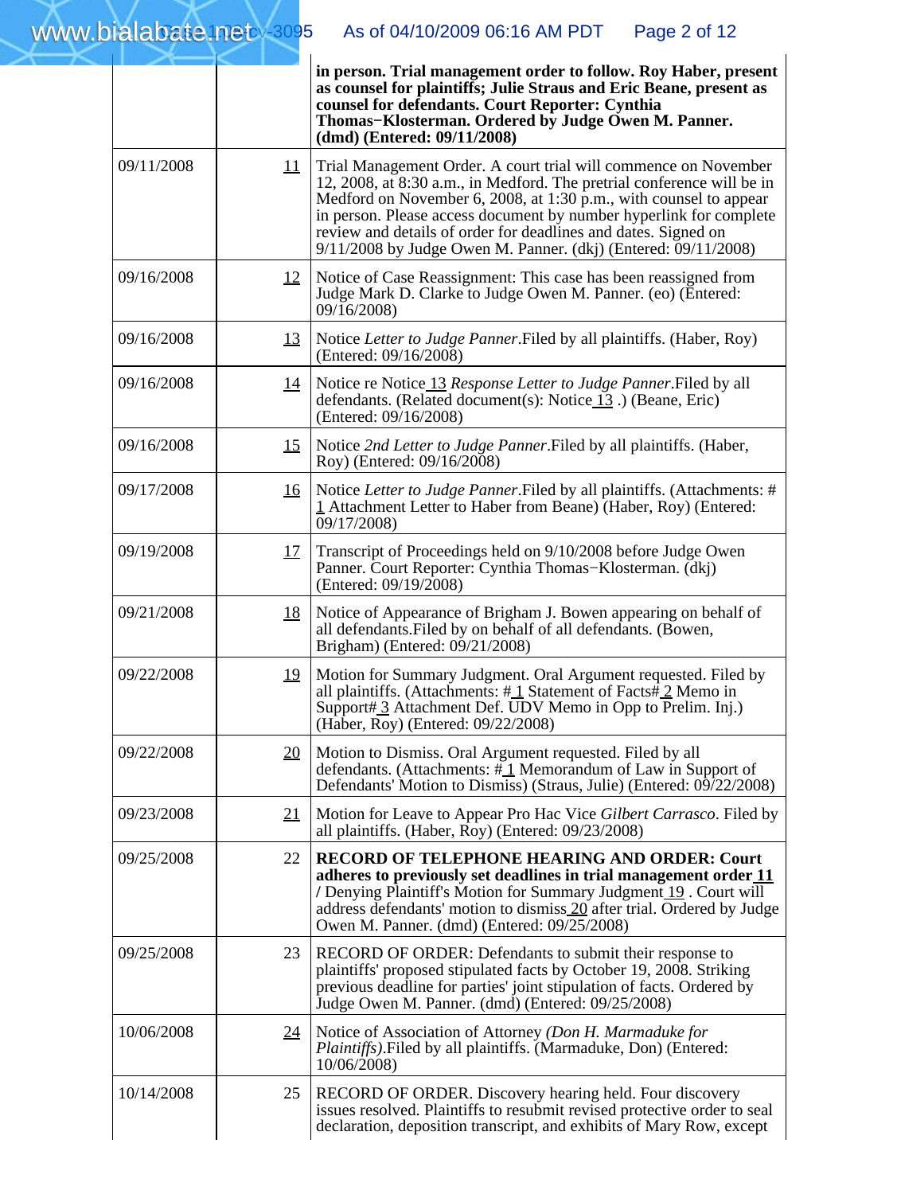| | | |
|---|---|---|
| | | **in person. Trial management order to follow. Roy Haber, present as counsel for plaintiffs; Julie Straus and Eric Beane, present as counsel for defendants. Court Reporter: Cynthia Thomas−Klosterman. Ordered by Judge Owen M. Panner. (dmd) (Entered: 09/11/2008)** |
| 09/11/2008 | 11 | Trial Management Order. A court trial will commence on November 12, 2008, at 8:30 a.m., in Medford. The pretrial conference will be in Medford on November 6, 2008, at 1:30 p.m., with counsel to appear in person. Please access document by number hyperlink for complete review and details of order for deadlines and dates. Signed on 9/11/2008 by Judge Owen M. Panner. (dkj) (Entered: 09/11/2008) |
| 09/16/2008 | 12 | Notice of Case Reassignment: This case has been reassigned from Judge Mark D. Clarke to Judge Owen M. Panner. (eo) (Entered: 09/16/2008) |
| 09/16/2008 | 13 | Notice *Letter to Judge Panner*.Filed by all plaintiffs. (Haber, Roy) (Entered: 09/16/2008) |
| 09/16/2008 | 14 | Notice re Notice 13 *Response Letter to Judge Panner*.Filed by all defendants. (Related document(s): Notice 13 .) (Beane, Eric) (Entered: 09/16/2008) |
| 09/16/2008 | 15 | Notice *2nd Letter to Judge Panner*.Filed by all plaintiffs. (Haber, Roy) (Entered: 09/16/2008) |
| 09/17/2008 | 16 | Notice *Letter to Judge Panner*.Filed by all plaintiffs. (Attachments: # 1 Attachment Letter to Haber from Beane) (Haber, Roy) (Entered: 09/17/2008) |
| 09/19/2008 | 17 | Transcript of Proceedings held on 9/10/2008 before Judge Owen Panner. Court Reporter: Cynthia Thomas−Klosterman. (dkj) (Entered: 09/19/2008) |
| 09/21/2008 | 18 | Notice of Appearance of Brigham J. Bowen appearing on behalf of all defendants.Filed by on behalf of all defendants. (Bowen, Brigham) (Entered: 09/21/2008) |
| 09/22/2008 | 19 | Motion for Summary Judgment. Oral Argument requested. Filed by all plaintiffs. (Attachments: # 1 Statement of Facts# 2 Memo in Support# 3 Attachment Def. UDV Memo in Opp to Prelim. Inj.) (Haber, Roy) (Entered: 09/22/2008) |
| 09/22/2008 | 20 | Motion to Dismiss. Oral Argument requested. Filed by all defendants. (Attachments: # 1 Memorandum of Law in Support of Defendants' Motion to Dismiss) (Straus, Julie) (Entered: 09/22/2008) |
| 09/23/2008 | 21 | Motion for Leave to Appear Pro Hac Vice *Gilbert Carrasco*. Filed by all plaintiffs. (Haber, Roy) (Entered: 09/23/2008) |
| 09/25/2008 | 22 | **RECORD OF TELEPHONE HEARING AND ORDER: Court adheres to previously set deadlines in trial management order 11 /** Denying Plaintiff's Motion for Summary Judgment 19 . Court will address defendants' motion to dismiss 20 after trial. Ordered by Judge Owen M. Panner. (dmd) (Entered: 09/25/2008) |
| 09/25/2008 | 23 | RECORD OF ORDER: Defendants to submit their response to plaintiffs' proposed stipulated facts by October 19, 2008. Striking previous deadline for parties' joint stipulation of facts. Ordered by Judge Owen M. Panner. (dmd) (Entered: 09/25/2008) |
| 10/06/2008 | 24 | Notice of Association of Attorney *(Don H. Marmaduke for Plaintiffs)*.Filed by all plaintiffs. (Marmaduke, Don) (Entered: 10/06/2008) |
| 10/14/2008 | 25 | RECORD OF ORDER. Discovery hearing held. Four discovery issues resolved. Plaintiffs to resubmit revised protective order to seal declaration, deposition transcript, and exhibits of Mary Row, except |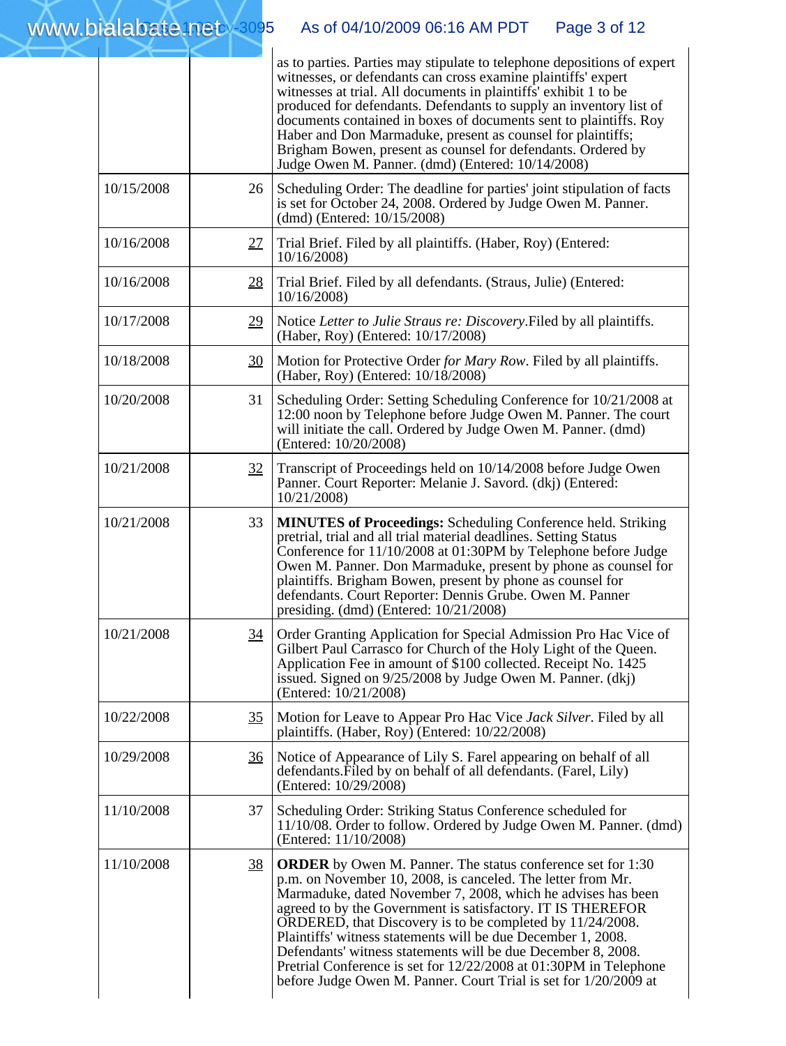| | | |
|---|---|---|
| | | as to parties. Parties may stipulate to telephone depositions of expert witnesses, or defendants can cross examine plaintiffs' expert witnesses at trial. All documents in plaintiffs' exhibit 1 to be produced for defendants. Defendants to supply an inventory list of documents contained in boxes of documents sent to plaintiffs. Roy Haber and Don Marmaduke, present as counsel for plaintiffs; Brigham Bowen, present as counsel for defendants. Ordered by Judge Owen M. Panner. (dmd) (Entered: 10/14/2008) |
| 10/15/2008 | 26 | Scheduling Order: The deadline for parties' joint stipulation of facts is set for October 24, 2008. Ordered by Judge Owen M. Panner. (dmd) (Entered: 10/15/2008) |
| 10/16/2008 | 27 | Trial Brief. Filed by all plaintiffs. (Haber, Roy) (Entered: 10/16/2008) |
| 10/16/2008 | 28 | Trial Brief. Filed by all defendants. (Straus, Julie) (Entered: 10/16/2008) |
| 10/17/2008 | 29 | Notice *Letter to Julie Straus re: Discovery*.Filed by all plaintiffs. (Haber, Roy) (Entered: 10/17/2008) |
| 10/18/2008 | 30 | Motion for Protective Order *for Mary Row*. Filed by all plaintiffs. (Haber, Roy) (Entered: 10/18/2008) |
| 10/20/2008 | 31 | Scheduling Order: Setting Scheduling Conference for 10/21/2008 at 12:00 noon by Telephone before Judge Owen M. Panner. The court will initiate the call. Ordered by Judge Owen M. Panner. (dmd) (Entered: 10/20/2008) |
| 10/21/2008 | 32 | Transcript of Proceedings held on 10/14/2008 before Judge Owen Panner. Court Reporter: Melanie J. Savord. (dkj) (Entered: 10/21/2008) |
| 10/21/2008 | 33 | **MINUTES of Proceedings:** Scheduling Conference held. Striking pretrial, trial and all trial material deadlines. Setting Status Conference for 11/10/2008 at 01:30PM by Telephone before Judge Owen M. Panner. Don Marmaduke, present by phone as counsel for plaintiffs. Brigham Bowen, present by phone as counsel for defendants. Court Reporter: Dennis Grube. Owen M. Panner presiding. (dmd) (Entered: 10/21/2008) |
| 10/21/2008 | 34 | Order Granting Application for Special Admission Pro Hac Vice of Gilbert Paul Carrasco for Church of the Holy Light of the Queen. Application Fee in amount of $100 collected. Receipt No. 1425 issued. Signed on 9/25/2008 by Judge Owen M. Panner. (dkj) (Entered: 10/21/2008) |
| 10/22/2008 | 35 | Motion for Leave to Appear Pro Hac Vice *Jack Silver*. Filed by all plaintiffs. (Haber, Roy) (Entered: 10/22/2008) |
| 10/29/2008 | 36 | Notice of Appearance of Lily S. Farel appearing on behalf of all defendants.Filed by on behalf of all defendants. (Farel, Lily) (Entered: 10/29/2008) |
| 11/10/2008 | 37 | Scheduling Order: Striking Status Conference scheduled for 11/10/08. Order to follow. Ordered by Judge Owen M. Panner. (dmd) (Entered: 11/10/2008) |
| 11/10/2008 | 38 | **ORDER** by Owen M. Panner. The status conference set for 1:30 p.m. on November 10, 2008, is canceled. The letter from Mr. Marmaduke, dated November 7, 2008, which he advises has been agreed to by the Government is satisfactory. IT IS THEREFOR ORDERED, that Discovery is to be completed by 11/24/2008. Plaintiffs' witness statements will be due December 1, 2008. Defendants' witness statements will be due December 8, 2008. Pretrial Conference is set for 12/22/2008 at 01:30PM in Telephone before Judge Owen M. Panner. Court Trial is set for 1/20/2009 at |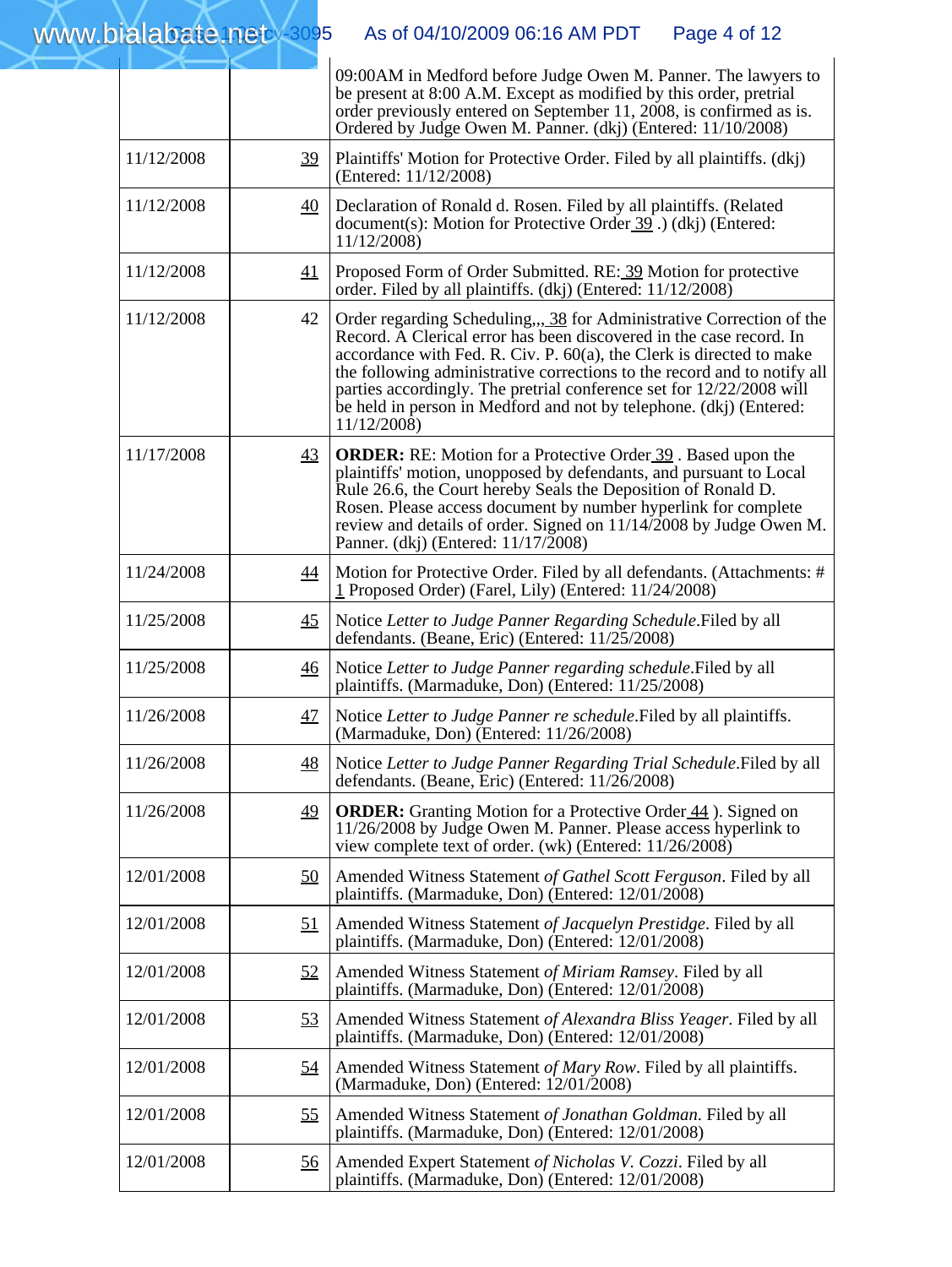| | | |
|---|---|---|
| | | 09:00AM in Medford before Judge Owen M. Panner. The lawyers to be present at 8:00 A.M. Except as modified by this order, pretrial order previously entered on September 11, 2008, is confirmed as is. Ordered by Judge Owen M. Panner. (dkj) (Entered: 11/10/2008) |
| 11/12/2008 | 39 | Plaintiffs' Motion for Protective Order. Filed by all plaintiffs. (dkj) (Entered: 11/12/2008) |
| 11/12/2008 | 40 | Declaration of Ronald d. Rosen. Filed by all plaintiffs. (Related document(s): Motion for Protective Order 39 .) (dkj) (Entered: 11/12/2008) |
| 11/12/2008 | 41 | Proposed Form of Order Submitted. RE: 39 Motion for protective order. Filed by all plaintiffs. (dkj) (Entered: 11/12/2008) |
| 11/12/2008 | 42 | Order regarding Scheduling,,, 38 for Administrative Correction of the Record. A Clerical error has been discovered in the case record. In accordance with Fed. R. Civ. P. 60(a), the Clerk is directed to make the following administrative corrections to the record and to notify all parties accordingly. The pretrial conference set for 12/22/2008 will be held in person in Medford and not by telephone. (dkj) (Entered: 11/12/2008) |
| 11/17/2008 | 43 | **ORDER:** RE: Motion for a Protective Order 39 . Based upon the plaintiffs' motion, unopposed by defendants, and pursuant to Local Rule 26.6, the Court hereby Seals the Deposition of Ronald D. Rosen. Please access document by number hyperlink for complete review and details of order. Signed on 11/14/2008 by Judge Owen M. Panner. (dkj) (Entered: 11/17/2008) |
| 11/24/2008 | 44 | Motion for Protective Order. Filed by all defendants. (Attachments: # 1 Proposed Order) (Farel, Lily) (Entered: 11/24/2008) |
| 11/25/2008 | 45 | Notice *Letter to Judge Panner Regarding Schedule*.Filed by all defendants. (Beane, Eric) (Entered: 11/25/2008) |
| 11/25/2008 | 46 | Notice *Letter to Judge Panner regarding schedule*.Filed by all plaintiffs. (Marmaduke, Don) (Entered: 11/25/2008) |
| 11/26/2008 | 47 | Notice *Letter to Judge Panner re schedule*.Filed by all plaintiffs. (Marmaduke, Don) (Entered: 11/26/2008) |
| 11/26/2008 | 48 | Notice *Letter to Judge Panner Regarding Trial Schedule*.Filed by all defendants. (Beane, Eric) (Entered: 11/26/2008) |
| 11/26/2008 | 49 | **ORDER:** Granting Motion for a Protective Order 44 ). Signed on 11/26/2008 by Judge Owen M. Panner. Please access hyperlink to view complete text of order. (wk) (Entered: 11/26/2008) |
| 12/01/2008 | 50 | Amended Witness Statement *of Gathel Scott Ferguson*. Filed by all plaintiffs. (Marmaduke, Don) (Entered: 12/01/2008) |
| 12/01/2008 | 51 | Amended Witness Statement *of Jacquelyn Prestidge*. Filed by all plaintiffs. (Marmaduke, Don) (Entered: 12/01/2008) |
| 12/01/2008 | 52 | Amended Witness Statement *of Miriam Ramsey*. Filed by all plaintiffs. (Marmaduke, Don) (Entered: 12/01/2008) |
| 12/01/2008 | 53 | Amended Witness Statement *of Alexandra Bliss Yeager*. Filed by all plaintiffs. (Marmaduke, Don) (Entered: 12/01/2008) |
| 12/01/2008 | 54 | Amended Witness Statement *of Mary Row*. Filed by all plaintiffs. (Marmaduke, Don) (Entered: 12/01/2008) |
| 12/01/2008 | 55 | Amended Witness Statement *of Jonathan Goldman*. Filed by all plaintiffs. (Marmaduke, Don) (Entered: 12/01/2008) |
| 12/01/2008 | 56 | Amended Expert Statement *of Nicholas V. Cozzi*. Filed by all plaintiffs. (Marmaduke, Don) (Entered: 12/01/2008) |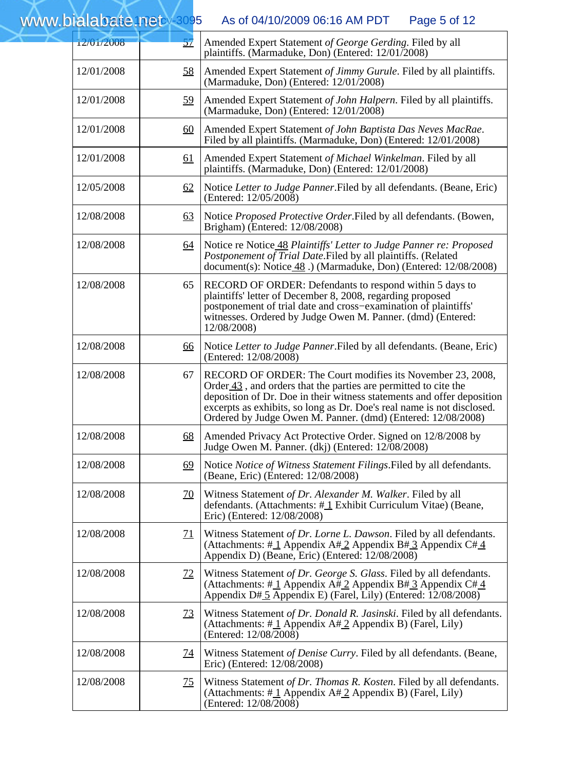| | | |
|---|---|---|
| 12/01/2008 | 57 | Amended Expert Statement *of George Gerding*. Filed by all plaintiffs. (Marmaduke, Don) (Entered: 12/01/2008) |
| 12/01/2008 | 58 | Amended Expert Statement *of Jimmy Gurule*. Filed by all plaintiffs. (Marmaduke, Don) (Entered: 12/01/2008) |
| 12/01/2008 | 59 | Amended Expert Statement *of John Halpern*. Filed by all plaintiffs. (Marmaduke, Don) (Entered: 12/01/2008) |
| 12/01/2008 | 60 | Amended Expert Statement *of John Baptista Das Neves MacRae*. Filed by all plaintiffs. (Marmaduke, Don) (Entered: 12/01/2008) |
| 12/01/2008 | 61 | Amended Expert Statement *of Michael Winkelman*. Filed by all plaintiffs. (Marmaduke, Don) (Entered: 12/01/2008) |
| 12/05/2008 | 62 | Notice *Letter to Judge Panner*.Filed by all defendants. (Beane, Eric) (Entered: 12/05/2008) |
| 12/08/2008 | 63 | Notice *Proposed Protective Order*.Filed by all defendants. (Bowen, Brigham) (Entered: 12/08/2008) |
| 12/08/2008 | 64 | Notice re Notice 48 *Plaintiffs' Letter to Judge Panner re: Proposed Postponement of Trial Date*.Filed by all plaintiffs. (Related document(s): Notice 48 .) (Marmaduke, Don) (Entered: 12/08/2008) |
| 12/08/2008 | 65 | RECORD OF ORDER: Defendants to respond within 5 days to plaintiffs' letter of December 8, 2008, regarding proposed postponement of trial date and cross−examination of plaintiffs' witnesses. Ordered by Judge Owen M. Panner. (dmd) (Entered: 12/08/2008) |
| 12/08/2008 | 66 | Notice *Letter to Judge Panner*.Filed by all defendants. (Beane, Eric) (Entered: 12/08/2008) |
| 12/08/2008 | 67 | RECORD OF ORDER: The Court modifies its November 23, 2008, Order 43 , and orders that the parties are permitted to cite the deposition of Dr. Doe in their witness statements and offer deposition excerpts as exhibits, so long as Dr. Doe's real name is not disclosed. Ordered by Judge Owen M. Panner. (dmd) (Entered: 12/08/2008) |
| 12/08/2008 | 68 | Amended Privacy Act Protective Order. Signed on 12/8/2008 by Judge Owen M. Panner. (dkj) (Entered: 12/08/2008) |
| 12/08/2008 | 69 | Notice *Notice of Witness Statement Filings*.Filed by all defendants. (Beane, Eric) (Entered: 12/08/2008) |
| 12/08/2008 | 70 | Witness Statement *of Dr. Alexander M. Walker*. Filed by all defendants. (Attachments: # 1 Exhibit Curriculum Vitae) (Beane, Eric) (Entered: 12/08/2008) |
| 12/08/2008 | 71 | Witness Statement *of Dr. Lorne L. Dawson*. Filed by all defendants. (Attachments: # 1 Appendix A# 2 Appendix B# 3 Appendix C# 4 Appendix D) (Beane, Eric) (Entered: 12/08/2008) |
| 12/08/2008 | 72 | Witness Statement *of Dr. George S. Glass*. Filed by all defendants. (Attachments: # 1 Appendix A# 2 Appendix B# 3 Appendix C# 4 Appendix D# 5 Appendix E) (Farel, Lily) (Entered: 12/08/2008) |
| 12/08/2008 | 73 | Witness Statement *of Dr. Donald R. Jasinski*. Filed by all defendants. (Attachments: # 1 Appendix A# 2 Appendix B) (Farel, Lily) (Entered: 12/08/2008) |
| 12/08/2008 | 74 | Witness Statement *of Denise Curry*. Filed by all defendants. (Beane, Eric) (Entered: 12/08/2008) |
| 12/08/2008 | 75 | Witness Statement *of Dr. Thomas R. Kosten*. Filed by all defendants. (Attachments: # 1 Appendix A# 2 Appendix B) (Farel, Lily) (Entered: 12/08/2008) |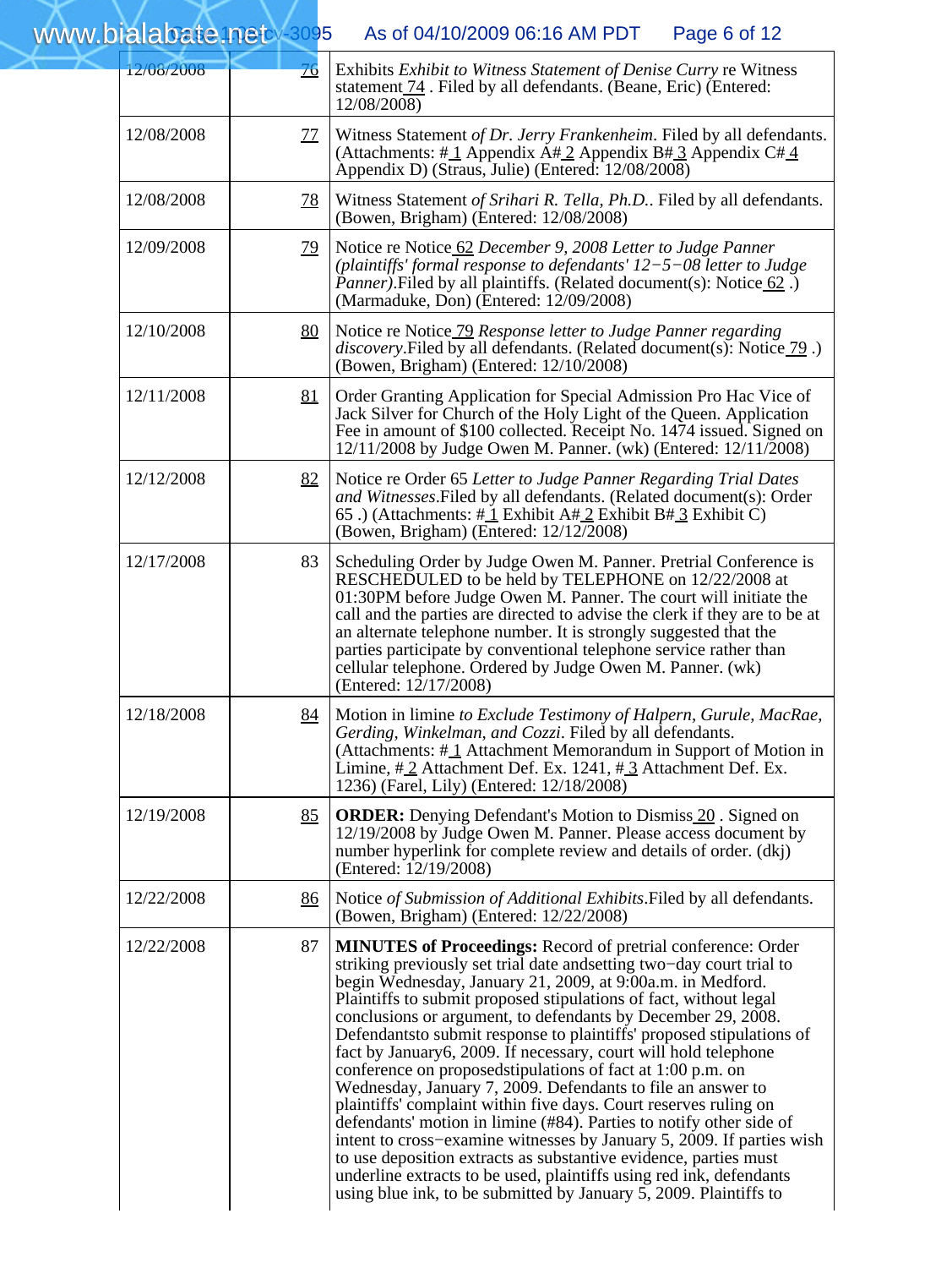| | | |
|---|---|---|
| 12/08/2008 | 76 | Exhibits *Exhibit to Witness Statement of Denise Curry* re Witness statement 74 . Filed by all defendants. (Beane, Eric) (Entered: 12/08/2008) |
| 12/08/2008 | 77 | Witness Statement *of Dr. Jerry Frankenheim*. Filed by all defendants. (Attachments: # 1 Appendix A# 2 Appendix B# 3 Appendix C# 4 Appendix D) (Straus, Julie) (Entered: 12/08/2008) |
| 12/08/2008 | 78 | Witness Statement *of Srihari R. Tella, Ph.D.*. Filed by all defendants. (Bowen, Brigham) (Entered: 12/08/2008) |
| 12/09/2008 | 79 | Notice re Notice 62 *December 9, 2008 Letter to Judge Panner (plaintiffs' formal response to defendants' 12−5−08 letter to Judge Panner)*.Filed by all plaintiffs. (Related document(s): Notice 62 .) (Marmaduke, Don) (Entered: 12/09/2008) |
| 12/10/2008 | 80 | Notice re Notice 79 *Response letter to Judge Panner regarding discovery*.Filed by all defendants. (Related document(s): Notice 79 .) (Bowen, Brigham) (Entered: 12/10/2008) |
| 12/11/2008 | 81 | Order Granting Application for Special Admission Pro Hac Vice of Jack Silver for Church of the Holy Light of the Queen. Application Fee in amount of $100 collected. Receipt No. 1474 issued. Signed on 12/11/2008 by Judge Owen M. Panner. (wk) (Entered: 12/11/2008) |
| 12/12/2008 | 82 | Notice re Order 65 *Letter to Judge Panner Regarding Trial Dates and Witnesses*.Filed by all defendants. (Related document(s): Order 65 .) (Attachments: # 1 Exhibit A# 2 Exhibit B# 3 Exhibit C) (Bowen, Brigham) (Entered: 12/12/2008) |
| 12/17/2008 | 83 | Scheduling Order by Judge Owen M. Panner. Pretrial Conference is RESCHEDULED to be held by TELEPHONE on 12/22/2008 at 01:30PM before Judge Owen M. Panner. The court will initiate the call and the parties are directed to advise the clerk if they are to be at an alternate telephone number. It is strongly suggested that the parties participate by conventional telephone service rather than cellular telephone. Ordered by Judge Owen M. Panner. (wk) (Entered: 12/17/2008) |
| 12/18/2008 | 84 | Motion in limine *to Exclude Testimony of Halpern, Gurule, MacRae, Gerding, Winkelman, and Cozzi*. Filed by all defendants. (Attachments: # 1 Attachment Memorandum in Support of Motion in Limine, # 2 Attachment Def. Ex. 1241, # 3 Attachment Def. Ex. 1236) (Farel, Lily) (Entered: 12/18/2008) |
| 12/19/2008 | 85 | **ORDER:** Denying Defendant's Motion to Dismiss 20 . Signed on 12/19/2008 by Judge Owen M. Panner. Please access document by number hyperlink for complete review and details of order. (dkj) (Entered: 12/19/2008) |
| 12/22/2008 | 86 | Notice *of Submission of Additional Exhibits*.Filed by all defendants. (Bowen, Brigham) (Entered: 12/22/2008) |
| 12/22/2008 | 87 | **MINUTES of Proceedings:** Record of pretrial conference: Order striking previously set trial date andsetting two−day court trial to begin Wednesday, January 21, 2009, at 9:00a.m. in Medford. Plaintiffs to submit proposed stipulations of fact, without legal conclusions or argument, to defendants by December 29, 2008. Defendantsto submit response to plaintiffs' proposed stipulations of fact by January6, 2009. If necessary, court will hold telephone conference on proposedstipulations of fact at 1:00 p.m. on Wednesday, January 7, 2009. Defendants to file an answer to plaintiffs' complaint within five days. Court reserves ruling on defendants' motion in limine (#84). Parties to notify other side of intent to cross−examine witnesses by January 5, 2009. If parties wish to use deposition extracts as substantive evidence, parties must underline extracts to be used, plaintiffs using red ink, defendants using blue ink, to be submitted by January 5, 2009. Plaintiffs to |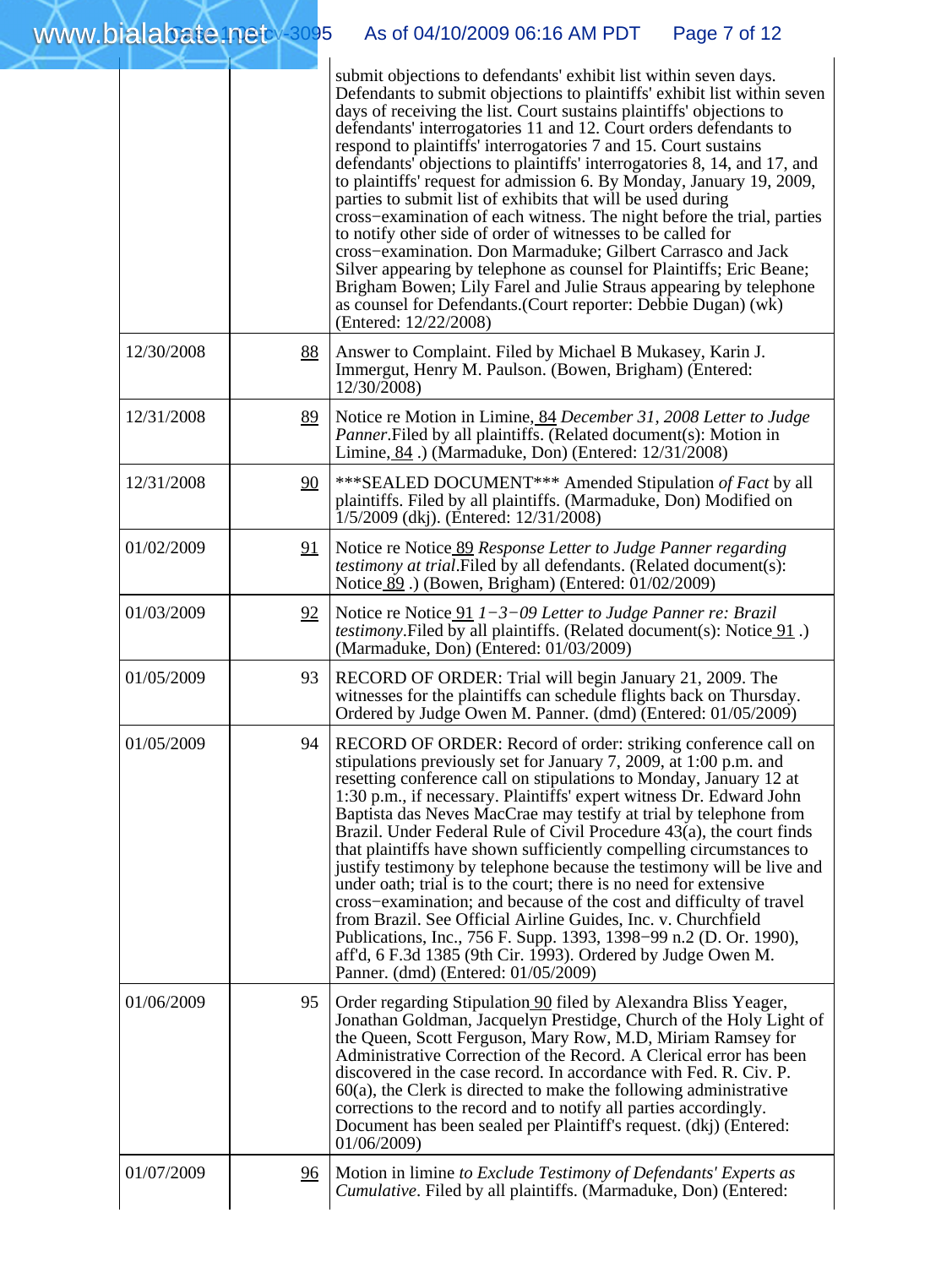| | | |
|---|---|---|
| | | submit objections to defendants' exhibit list within seven days. Defendants to submit objections to plaintiffs' exhibit list within seven days of receiving the list. Court sustains plaintiffs' objections to defendants' interrogatories 11 and 12. Court orders defendants to respond to plaintiffs' interrogatories 7 and 15. Court sustains defendants' objections to plaintiffs' interrogatories 8, 14, and 17, and to plaintiffs' request for admission 6. By Monday, January 19, 2009, parties to submit list of exhibits that will be used during cross−examination of each witness. The night before the trial, parties to notify other side of order of witnesses to be called for cross−examination. Don Marmaduke; Gilbert Carrasco and Jack Silver appearing by telephone as counsel for Plaintiffs; Eric Beane; Brigham Bowen; Lily Farel and Julie Straus appearing by telephone as counsel for Defendants.(Court reporter: Debbie Dugan) (wk) (Entered: 12/22/2008) |
| 12/30/2008 | 88 | Answer to Complaint. Filed by Michael B Mukasey, Karin J. Immergut, Henry M. Paulson. (Bowen, Brigham) (Entered: 12/30/2008) |
| 12/31/2008 | 89 | Notice re Motion in Limine, 84 *December 31, 2008 Letter to Judge Panner*.Filed by all plaintiffs. (Related document(s): Motion in Limine, 84 .) (Marmaduke, Don) (Entered: 12/31/2008) |
| 12/31/2008 | 90 | ***SEALED DOCUMENT*** Amended Stipulation *of Fact* by all plaintiffs. Filed by all plaintiffs. (Marmaduke, Don) Modified on 1/5/2009 (dkj). (Entered: 12/31/2008) |
| 01/02/2009 | 91 | Notice re Notice 89 *Response Letter to Judge Panner regarding testimony at trial*.Filed by all defendants. (Related document(s): Notice 89 .) (Bowen, Brigham) (Entered: 01/02/2009) |
| 01/03/2009 | 92 | Notice re Notice 91 *1−3−09 Letter to Judge Panner re: Brazil testimony*.Filed by all plaintiffs. (Related document(s): Notice 91 .) (Marmaduke, Don) (Entered: 01/03/2009) |
| 01/05/2009 | 93 | RECORD OF ORDER: Trial will begin January 21, 2009. The witnesses for the plaintiffs can schedule flights back on Thursday. Ordered by Judge Owen M. Panner. (dmd) (Entered: 01/05/2009) |
| 01/05/2009 | 94 | RECORD OF ORDER: Record of order: striking conference call on stipulations previously set for January 7, 2009, at 1:00 p.m. and resetting conference call on stipulations to Monday, January 12 at 1:30 p.m., if necessary. Plaintiffs' expert witness Dr. Edward John Baptista das Neves MacCrae may testify at trial by telephone from Brazil. Under Federal Rule of Civil Procedure 43(a), the court finds that plaintiffs have shown sufficiently compelling circumstances to justify testimony by telephone because the testimony will be live and under oath; trial is to the court; there is no need for extensive cross−examination; and because of the cost and difficulty of travel from Brazil. See Official Airline Guides, Inc. v. Churchfield Publications, Inc., 756 F. Supp. 1393, 1398−99 n.2 (D. Or. 1990), aff'd, 6 F.3d 1385 (9th Cir. 1993). Ordered by Judge Owen M. Panner. (dmd) (Entered: 01/05/2009) |
| 01/06/2009 | 95 | Order regarding Stipulation 90 filed by Alexandra Bliss Yeager, Jonathan Goldman, Jacquelyn Prestidge, Church of the Holy Light of the Queen, Scott Ferguson, Mary Row, M.D, Miriam Ramsey for Administrative Correction of the Record. A Clerical error has been discovered in the case record. In accordance with Fed. R. Civ. P. 60(a), the Clerk is directed to make the following administrative corrections to the record and to notify all parties accordingly. Document has been sealed per Plaintiff's request. (dkj) (Entered: 01/06/2009) |
| 01/07/2009 | 96 | Motion in limine *to Exclude Testimony of Defendants' Experts as Cumulative*. Filed by all plaintiffs. (Marmaduke, Don) (Entered: |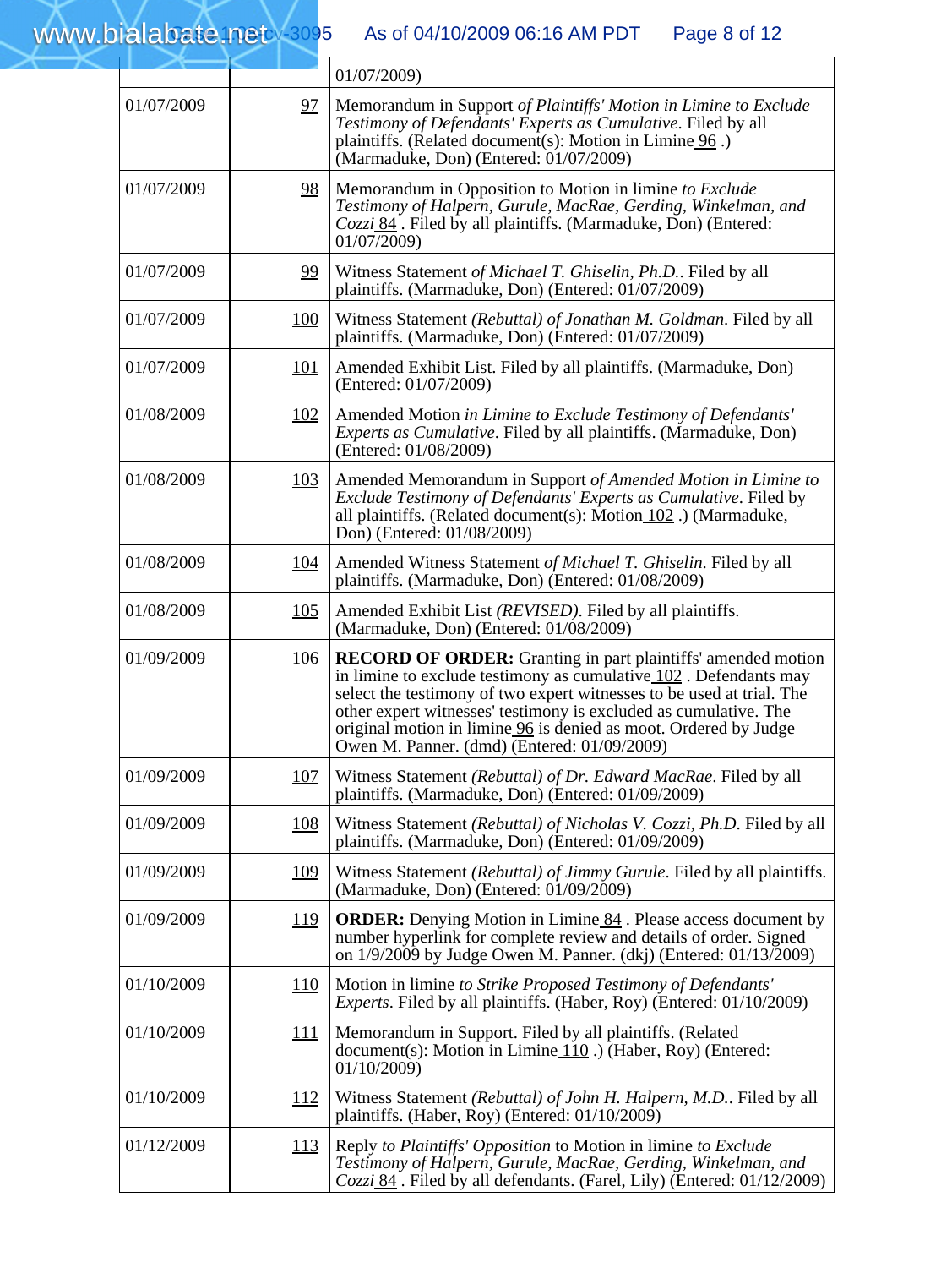| | | |
|---|---|---|
| | | 01/07/2009) |
| 01/07/2009 | 97 | Memorandum in Support *of Plaintiffs' Motion in Limine to Exclude Testimony of Defendants' Experts as Cumulative*. Filed by all plaintiffs. (Related document(s): Motion in Limine 96 .) (Marmaduke, Don) (Entered: 01/07/2009) |
| 01/07/2009 | 98 | Memorandum in Opposition to Motion in limine *to Exclude Testimony of Halpern, Gurule, MacRae, Gerding, Winkelman, and Cozzi* 84 . Filed by all plaintiffs. (Marmaduke, Don) (Entered: 01/07/2009) |
| 01/07/2009 | 99 | Witness Statement *of Michael T. Ghiselin, Ph.D.*. Filed by all plaintiffs. (Marmaduke, Don) (Entered: 01/07/2009) |
| 01/07/2009 | 100 | Witness Statement *(Rebuttal) of Jonathan M. Goldman*. Filed by all plaintiffs. (Marmaduke, Don) (Entered: 01/07/2009) |
| 01/07/2009 | 101 | Amended Exhibit List. Filed by all plaintiffs. (Marmaduke, Don) (Entered: 01/07/2009) |
| 01/08/2009 | 102 | Amended Motion *in Limine to Exclude Testimony of Defendants' Experts as Cumulative*. Filed by all plaintiffs. (Marmaduke, Don) (Entered: 01/08/2009) |
| 01/08/2009 | 103 | Amended Memorandum in Support *of Amended Motion in Limine to Exclude Testimony of Defendants' Experts as Cumulative*. Filed by all plaintiffs. (Related document(s): Motion 102 .) (Marmaduke, Don) (Entered: 01/08/2009) |
| 01/08/2009 | 104 | Amended Witness Statement *of Michael T. Ghiselin*. Filed by all plaintiffs. (Marmaduke, Don) (Entered: 01/08/2009) |
| 01/08/2009 | 105 | Amended Exhibit List *(REVISED)*. Filed by all plaintiffs. (Marmaduke, Don) (Entered: 01/08/2009) |
| 01/09/2009 | 106 | **RECORD OF ORDER:** Granting in part plaintiffs' amended motion in limine to exclude testimony as cumulative 102 . Defendants may select the testimony of two expert witnesses to be used at trial. The other expert witnesses' testimony is excluded as cumulative. The original motion in limine 96 is denied as moot. Ordered by Judge Owen M. Panner. (dmd) (Entered: 01/09/2009) |
| 01/09/2009 | 107 | Witness Statement *(Rebuttal) of Dr. Edward MacRae*. Filed by all plaintiffs. (Marmaduke, Don) (Entered: 01/09/2009) |
| 01/09/2009 | 108 | Witness Statement *(Rebuttal) of Nicholas V. Cozzi, Ph.D*. Filed by all plaintiffs. (Marmaduke, Don) (Entered: 01/09/2009) |
| 01/09/2009 | 109 | Witness Statement *(Rebuttal) of Jimmy Gurule*. Filed by all plaintiffs. (Marmaduke, Don) (Entered: 01/09/2009) |
| 01/09/2009 | 119 | **ORDER:** Denying Motion in Limine 84 . Please access document by number hyperlink for complete review and details of order. Signed on 1/9/2009 by Judge Owen M. Panner. (dkj) (Entered: 01/13/2009) |
| 01/10/2009 | 110 | Motion in limine *to Strike Proposed Testimony of Defendants' Experts*. Filed by all plaintiffs. (Haber, Roy) (Entered: 01/10/2009) |
| 01/10/2009 | 111 | Memorandum in Support. Filed by all plaintiffs. (Related document(s): Motion in Limine 110 .) (Haber, Roy) (Entered: 01/10/2009) |
| 01/10/2009 | 112 | Witness Statement *(Rebuttal) of John H. Halpern, M.D.*. Filed by all plaintiffs. (Haber, Roy) (Entered: 01/10/2009) |
| 01/12/2009 | 113 | Reply *to Plaintiffs' Opposition* to Motion in limine *to Exclude Testimony of Halpern, Gurule, MacRae, Gerding, Winkelman, and Cozzi* 84 . Filed by all defendants. (Farel, Lily) (Entered: 01/12/2009) |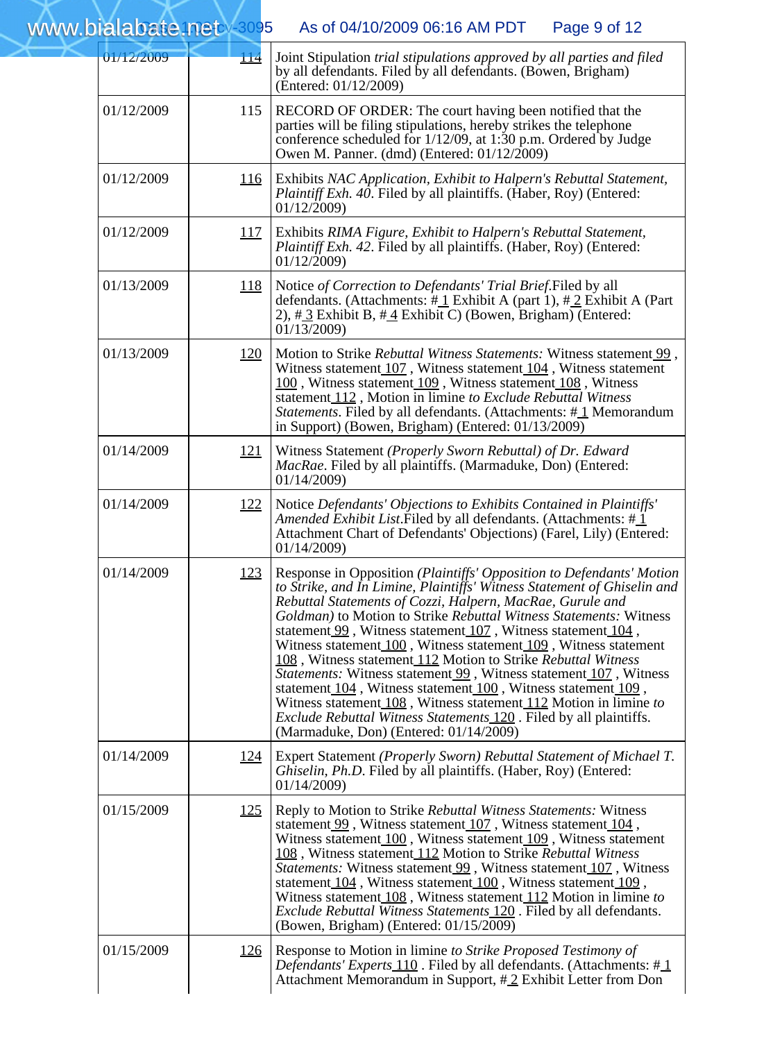| | | |
|---|---|---|
| 01/12/2009 | 114 | Joint Stipulation *trial stipulations approved by all parties and filed* by all defendants. Filed by all defendants. (Bowen, Brigham) (Entered: 01/12/2009) |
| 01/12/2009 | 115 | RECORD OF ORDER: The court having been notified that the parties will be filing stipulations, hereby strikes the telephone conference scheduled for 1/12/09, at 1:30 p.m. Ordered by Judge Owen M. Panner. (dmd) (Entered: 01/12/2009) |
| 01/12/2009 | 116 | Exhibits *NAC Application, Exhibit to Halpern's Rebuttal Statement, Plaintiff Exh. 40*. Filed by all plaintiffs. (Haber, Roy) (Entered: 01/12/2009) |
| 01/12/2009 | 117 | Exhibits *RIMA Figure, Exhibit to Halpern's Rebuttal Statement, Plaintiff Exh. 42*. Filed by all plaintiffs. (Haber, Roy) (Entered: 01/12/2009) |
| 01/13/2009 | 118 | Notice *of Correction to Defendants' Trial Brief*.Filed by all defendants. (Attachments: # 1 Exhibit A (part 1), # 2 Exhibit A (Part 2), # 3 Exhibit B, # 4 Exhibit C) (Bowen, Brigham) (Entered: 01/13/2009) |
| 01/13/2009 | 120 | Motion to Strike *Rebuttal Witness Statements:* Witness statement 99 , Witness statement 107 , Witness statement 104 , Witness statement 100 , Witness statement 109 , Witness statement 108 , Witness statement 112 , Motion in limine *to Exclude Rebuttal Witness Statements*. Filed by all defendants. (Attachments: # 1 Memorandum in Support) (Bowen, Brigham) (Entered: 01/13/2009) |
| 01/14/2009 | 121 | Witness Statement *(Properly Sworn Rebuttal) of Dr. Edward MacRae*. Filed by all plaintiffs. (Marmaduke, Don) (Entered: 01/14/2009) |
| 01/14/2009 | 122 | Notice *Defendants' Objections to Exhibits Contained in Plaintiffs' Amended Exhibit List*.Filed by all defendants. (Attachments: # 1 Attachment Chart of Defendants' Objections) (Farel, Lily) (Entered: 01/14/2009) |
| 01/14/2009 | 123 | Response in Opposition *(Plaintiffs' Opposition to Defendants' Motion to Strike, and In Limine, Plaintiffs' Witness Statement of Ghiselin and Rebuttal Statements of Cozzi, Halpern, MacRae, Gurule and Goldman)* to Motion to Strike *Rebuttal Witness Statements:* Witness statement 99 , Witness statement 107 , Witness statement 104 , Witness statement 100 , Witness statement 109 , Witness statement 108 , Witness statement 112 Motion to Strike *Rebuttal Witness Statements:* Witness statement 99 , Witness statement 107 , Witness statement 104 , Witness statement 100 , Witness statement 109 , Witness statement 108 , Witness statement 112 Motion in limine *to Exclude Rebuttal Witness Statements* 120 . Filed by all plaintiffs. (Marmaduke, Don) (Entered: 01/14/2009) |
| 01/14/2009 | 124 | Expert Statement *(Properly Sworn) Rebuttal Statement of Michael T. Ghiselin, Ph.D*. Filed by all plaintiffs. (Haber, Roy) (Entered: 01/14/2009) |
| 01/15/2009 | 125 | Reply to Motion to Strike *Rebuttal Witness Statements:* Witness statement 99 , Witness statement 107 , Witness statement 104 , Witness statement 100 , Witness statement 109 , Witness statement 108 , Witness statement 112 Motion to Strike *Rebuttal Witness Statements:* Witness statement 99 , Witness statement 107 , Witness statement 104 , Witness statement 100 , Witness statement 109 , Witness statement 108 , Witness statement 112 Motion in limine *to Exclude Rebuttal Witness Statements* 120 . Filed by all defendants. (Bowen, Brigham) (Entered: 01/15/2009) |
| 01/15/2009 | 126 | Response to Motion in limine *to Strike Proposed Testimony of Defendants' Experts* 110 . Filed by all defendants. (Attachments: # 1 Attachment Memorandum in Support, # 2 Exhibit Letter from Don |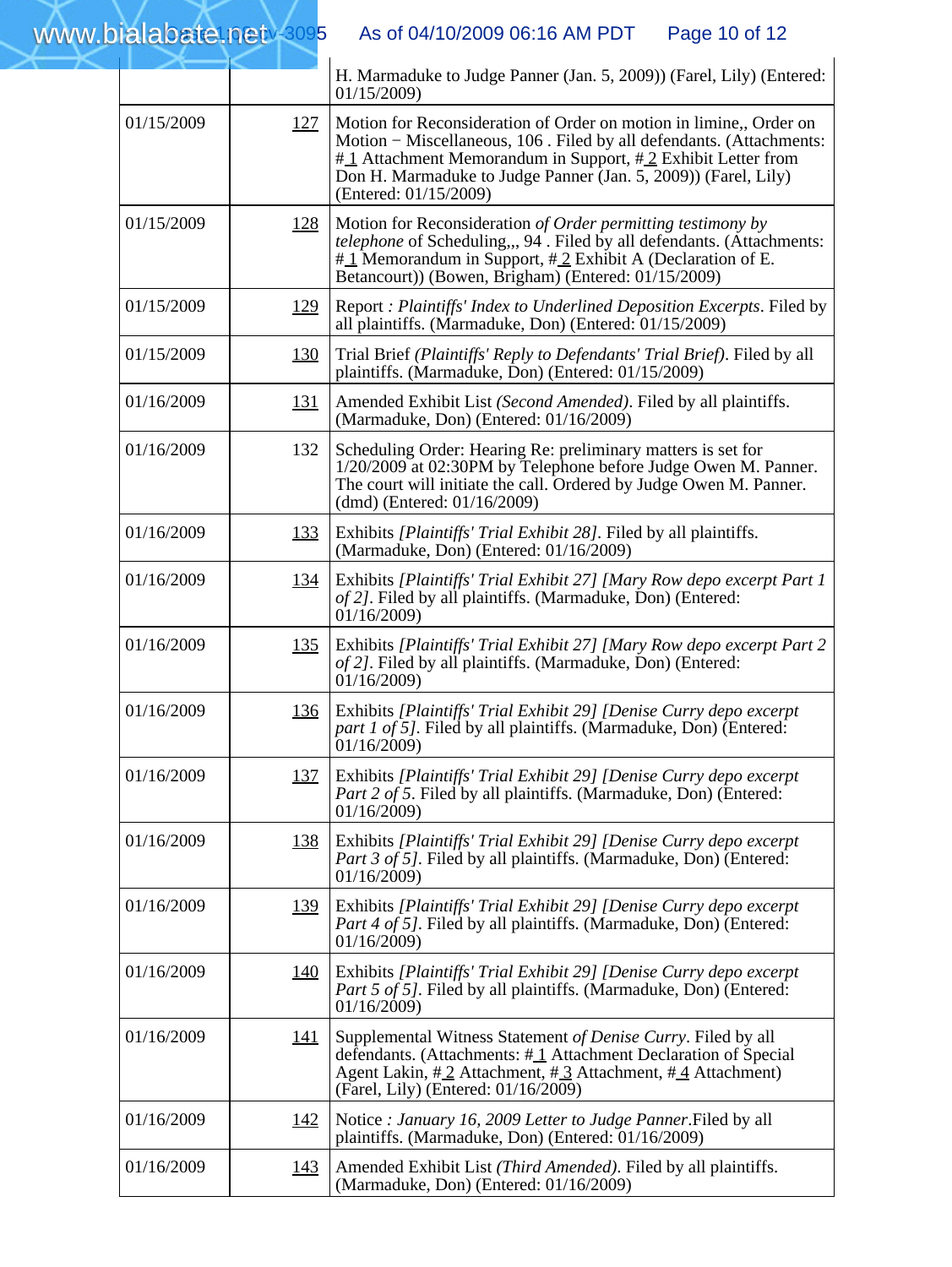| | | |
|---|---|---|
| | | H. Marmaduke to Judge Panner (Jan. 5, 2009)) (Farel, Lily) (Entered: 01/15/2009) |
| 01/15/2009 | 127 | Motion for Reconsideration of Order on motion in limine,, Order on Motion − Miscellaneous, 106 . Filed by all defendants. (Attachments: # 1 Attachment Memorandum in Support, # 2 Exhibit Letter from Don H. Marmaduke to Judge Panner (Jan. 5, 2009)) (Farel, Lily) (Entered: 01/15/2009) |
| 01/15/2009 | 128 | Motion for Reconsideration *of Order permitting testimony by telephone* of Scheduling,,, 94 . Filed by all defendants. (Attachments: # 1 Memorandum in Support, # 2 Exhibit A (Declaration of E. Betancourt)) (Bowen, Brigham) (Entered: 01/15/2009) |
| 01/15/2009 | 129 | Report *: Plaintiffs' Index to Underlined Deposition Excerpts*. Filed by all plaintiffs. (Marmaduke, Don) (Entered: 01/15/2009) |
| 01/15/2009 | 130 | Trial Brief *(Plaintiffs' Reply to Defendants' Trial Brief)*. Filed by all plaintiffs. (Marmaduke, Don) (Entered: 01/15/2009) |
| 01/16/2009 | 131 | Amended Exhibit List *(Second Amended)*. Filed by all plaintiffs. (Marmaduke, Don) (Entered: 01/16/2009) |
| 01/16/2009 | 132 | Scheduling Order: Hearing Re: preliminary matters is set for 1/20/2009 at 02:30PM by Telephone before Judge Owen M. Panner. The court will initiate the call. Ordered by Judge Owen M. Panner. (dmd) (Entered: 01/16/2009) |
| 01/16/2009 | 133 | Exhibits *[Plaintiffs' Trial Exhibit 28]*. Filed by all plaintiffs. (Marmaduke, Don) (Entered: 01/16/2009) |
| 01/16/2009 | 134 | Exhibits *[Plaintiffs' Trial Exhibit 27] [Mary Row depo excerpt Part 1 of 2]*. Filed by all plaintiffs. (Marmaduke, Don) (Entered: 01/16/2009) |
| 01/16/2009 | 135 | Exhibits *[Plaintiffs' Trial Exhibit 27] [Mary Row depo excerpt Part 2 of 2]*. Filed by all plaintiffs. (Marmaduke, Don) (Entered: 01/16/2009) |
| 01/16/2009 | 136 | Exhibits *[Plaintiffs' Trial Exhibit 29] [Denise Curry depo excerpt part 1 of 5]*. Filed by all plaintiffs. (Marmaduke, Don) (Entered: 01/16/2009) |
| 01/16/2009 | 137 | Exhibits *[Plaintiffs' Trial Exhibit 29] [Denise Curry depo excerpt Part 2 of 5*. Filed by all plaintiffs. (Marmaduke, Don) (Entered: 01/16/2009) |
| 01/16/2009 | 138 | Exhibits *[Plaintiffs' Trial Exhibit 29] [Denise Curry depo excerpt Part 3 of 5]*. Filed by all plaintiffs. (Marmaduke, Don) (Entered: 01/16/2009) |
| 01/16/2009 | 139 | Exhibits *[Plaintiffs' Trial Exhibit 29] [Denise Curry depo excerpt Part 4 of 5]*. Filed by all plaintiffs. (Marmaduke, Don) (Entered: 01/16/2009) |
| 01/16/2009 | 140 | Exhibits *[Plaintiffs' Trial Exhibit 29] [Denise Curry depo excerpt Part 5 of 5]*. Filed by all plaintiffs. (Marmaduke, Don) (Entered: 01/16/2009) |
| 01/16/2009 | 141 | Supplemental Witness Statement *of Denise Curry*. Filed by all defendants. (Attachments: # 1 Attachment Declaration of Special Agent Lakin, # 2 Attachment, # 3 Attachment, # 4 Attachment) (Farel, Lily) (Entered: 01/16/2009) |
| 01/16/2009 | 142 | Notice *: January 16, 2009 Letter to Judge Panner*.Filed by all plaintiffs. (Marmaduke, Don) (Entered: 01/16/2009) |
| 01/16/2009 | 143 | Amended Exhibit List *(Third Amended)*. Filed by all plaintiffs. (Marmaduke, Don) (Entered: 01/16/2009) |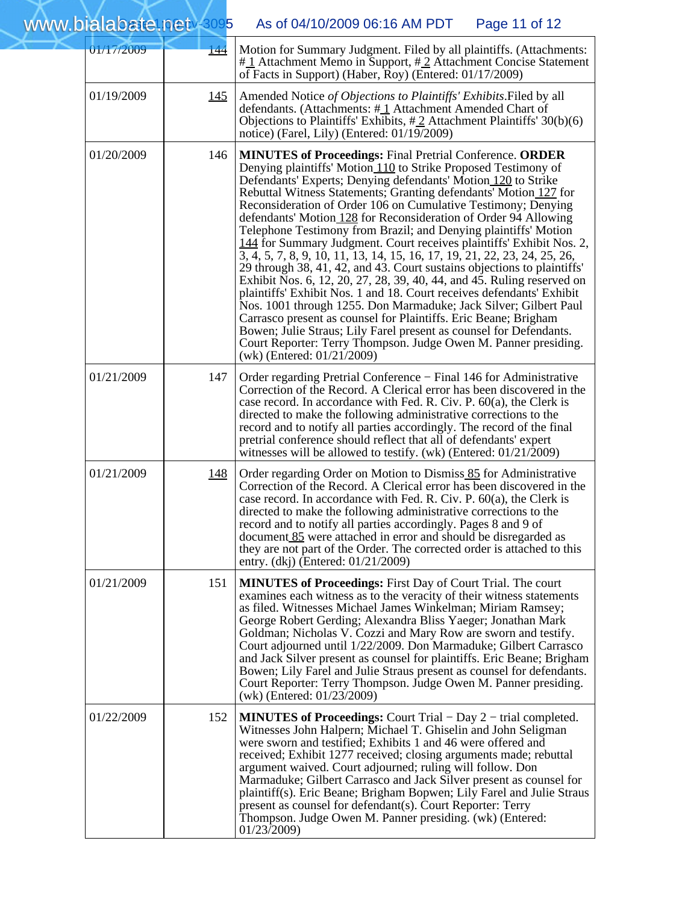| | | |
|---|---|---|
| 01/17/2009 | 144 | Motion for Summary Judgment. Filed by all plaintiffs. (Attachments: # 1 Attachment Memo in Support, # 2 Attachment Concise Statement of Facts in Support) (Haber, Roy) (Entered: 01/17/2009) |
| 01/19/2009 | 145 | Amended Notice *of Objections to Plaintiffs' Exhibits*.Filed by all defendants. (Attachments: # 1 Attachment Amended Chart of Objections to Plaintiffs' Exhibits, # 2 Attachment Plaintiffs' 30(b)(6) notice) (Farel, Lily) (Entered: 01/19/2009) |
| 01/20/2009 | 146 | **MINUTES of Proceedings:** Final Pretrial Conference. **ORDER** Denying plaintiffs' Motion 110 to Strike Proposed Testimony of Defendants' Experts; Denying defendants' Motion 120 to Strike Rebuttal Witness Statements; Granting defendants' Motion 127 for Reconsideration of Order 106 on Cumulative Testimony; Denying defendants' Motion 128 for Reconsideration of Order 94 Allowing Telephone Testimony from Brazil; and Denying plaintiffs' Motion 144 for Summary Judgment. Court receives plaintiffs' Exhibit Nos. 2, 3, 4, 5, 7, 8, 9, 10, 11, 13, 14, 15, 16, 17, 19, 21, 22, 23, 24, 25, 26, 29 through 38, 41, 42, and 43. Court sustains objections to plaintiffs' Exhibit Nos. 6, 12, 20, 27, 28, 39, 40, 44, and 45. Ruling reserved on plaintiffs' Exhibit Nos. 1 and 18. Court receives defendants' Exhibit Nos. 1001 through 1255. Don Marmaduke; Jack Silver; Gilbert Paul Carrasco present as counsel for Plaintiffs. Eric Beane; Brigham Bowen; Julie Straus; Lily Farel present as counsel for Defendants. Court Reporter: Terry Thompson. Judge Owen M. Panner presiding. (wk) (Entered: 01/21/2009) |
| 01/21/2009 | 147 | Order regarding Pretrial Conference − Final 146 for Administrative Correction of the Record. A Clerical error has been discovered in the case record. In accordance with Fed. R. Civ. P. 60(a), the Clerk is directed to make the following administrative corrections to the record and to notify all parties accordingly. The record of the final pretrial conference should reflect that all of defendants' expert witnesses will be allowed to testify. (wk) (Entered: 01/21/2009) |
| 01/21/2009 | 148 | Order regarding Order on Motion to Dismiss 85 for Administrative Correction of the Record. A Clerical error has been discovered in the case record. In accordance with Fed. R. Civ. P. 60(a), the Clerk is directed to make the following administrative corrections to the record and to notify all parties accordingly. Pages 8 and 9 of document 85 were attached in error and should be disregarded as they are not part of the Order. The corrected order is attached to this entry. (dkj) (Entered: 01/21/2009) |
| 01/21/2009 | 151 | **MINUTES of Proceedings:** First Day of Court Trial. The court examines each witness as to the veracity of their witness statements as filed. Witnesses Michael James Winkelman; Miriam Ramsey; George Robert Gerding; Alexandra Bliss Yaeger; Jonathan Mark Goldman; Nicholas V. Cozzi and Mary Row are sworn and testify. Court adjourned until 1/22/2009. Don Marmaduke; Gilbert Carrasco and Jack Silver present as counsel for plaintiffs. Eric Beane; Brigham Bowen; Lily Farel and Julie Straus present as counsel for defendants. Court Reporter: Terry Thompson. Judge Owen M. Panner presiding. (wk) (Entered: 01/23/2009) |
| 01/22/2009 | 152 | **MINUTES of Proceedings:** Court Trial − Day 2 − trial completed. Witnesses John Halpern; Michael T. Ghiselin and John Seligman were sworn and testified; Exhibits 1 and 46 were offered and received; Exhibit 1277 received; closing arguments made; rebuttal argument waived. Court adjourned; ruling will follow. Don Marmaduke; Gilbert Carrasco and Jack Silver present as counsel for plaintiff(s). Eric Beane; Brigham Bopwen; Lily Farel and Julie Straus present as counsel for defendant(s). Court Reporter: Terry Thompson. Judge Owen M. Panner presiding. (wk) (Entered: 01/23/2009) |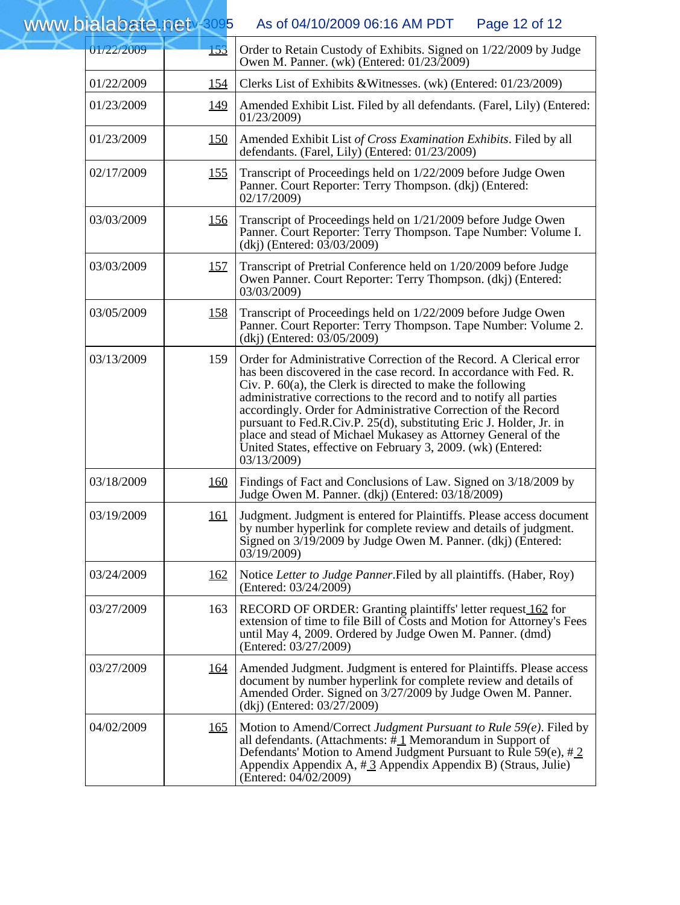| | | |
|---|---|---|
| 01/22/2009 | 153 | Order to Retain Custody of Exhibits. Signed on 1/22/2009 by Judge Owen M. Panner. (wk) (Entered: 01/23/2009) |
| 01/22/2009 | 154 | Clerks List of Exhibits &Witnesses. (wk) (Entered: 01/23/2009) |
| 01/23/2009 | 149 | Amended Exhibit List. Filed by all defendants. (Farel, Lily) (Entered: 01/23/2009) |
| 01/23/2009 | 150 | Amended Exhibit List *of Cross Examination Exhibits*. Filed by all defendants. (Farel, Lily) (Entered: 01/23/2009) |
| 02/17/2009 | 155 | Transcript of Proceedings held on 1/22/2009 before Judge Owen Panner. Court Reporter: Terry Thompson. (dkj) (Entered: 02/17/2009) |
| 03/03/2009 | 156 | Transcript of Proceedings held on 1/21/2009 before Judge Owen Panner. Court Reporter: Terry Thompson. Tape Number: Volume I. (dkj) (Entered: 03/03/2009) |
| 03/03/2009 | 157 | Transcript of Pretrial Conference held on 1/20/2009 before Judge Owen Panner. Court Reporter: Terry Thompson. (dkj) (Entered: 03/03/2009) |
| 03/05/2009 | 158 | Transcript of Proceedings held on 1/22/2009 before Judge Owen Panner. Court Reporter: Terry Thompson. Tape Number: Volume 2. (dkj) (Entered: 03/05/2009) |
| 03/13/2009 | 159 | Order for Administrative Correction of the Record. A Clerical error has been discovered in the case record. In accordance with Fed. R. Civ. P. 60(a), the Clerk is directed to make the following administrative corrections to the record and to notify all parties accordingly. Order for Administrative Correction of the Record pursuant to Fed.R.Civ.P. 25(d), substituting Eric J. Holder, Jr. in place and stead of Michael Mukasey as Attorney General of the United States, effective on February 3, 2009. (wk) (Entered: 03/13/2009) |
| 03/18/2009 | 160 | Findings of Fact and Conclusions of Law. Signed on 3/18/2009 by Judge Owen M. Panner. (dkj) (Entered: 03/18/2009) |
| 03/19/2009 | 161 | Judgment. Judgment is entered for Plaintiffs. Please access document by number hyperlink for complete review and details of judgment. Signed on 3/19/2009 by Judge Owen M. Panner. (dkj) (Entered: 03/19/2009) |
| 03/24/2009 | 162 | Notice *Letter to Judge Panner*.Filed by all plaintiffs. (Haber, Roy) (Entered: 03/24/2009) |
| 03/27/2009 | 163 | RECORD OF ORDER: Granting plaintiffs' letter request 162 for extension of time to file Bill of Costs and Motion for Attorney's Fees until May 4, 2009. Ordered by Judge Owen M. Panner. (dmd) (Entered: 03/27/2009) |
| 03/27/2009 | 164 | Amended Judgment. Judgment is entered for Plaintiffs. Please access document by number hyperlink for complete review and details of Amended Order. Signed on 3/27/2009 by Judge Owen M. Panner. (dkj) (Entered: 03/27/2009) |
| 04/02/2009 | 165 | Motion to Amend/Correct *Judgment Pursuant to Rule 59(e)*. Filed by all defendants. (Attachments: # 1 Memorandum in Support of Defendants' Motion to Amend Judgment Pursuant to Rule 59(e), # 2 Appendix Appendix A, # 3 Appendix Appendix B) (Straus, Julie) (Entered: 04/02/2009) |